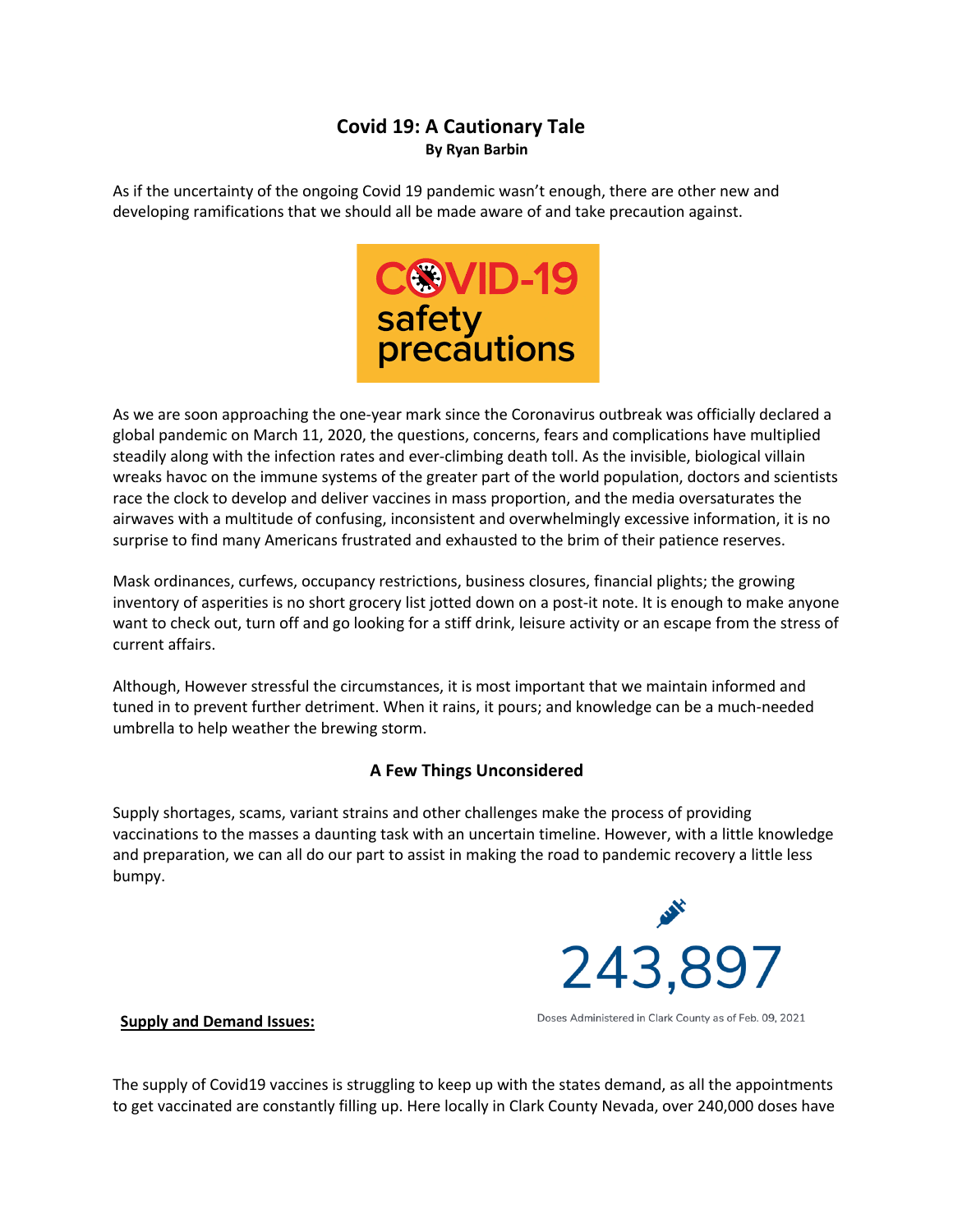# Covid 19: A Cautionary Tale

**By Ryan Barbin**

As if the uncertainty of the ongoing Covid 19 pandemic wasn't enough, there are other new and developing ramifications that we should all be made aware of and take precaution against.

COVID-19 safety precautions

As we are soon approaching the one-year mark since the Coronavirus outbreak was officially declared a global pandemic on March 11, 2020, the questions, concerns, fears and complications have multiplied steadily along with the infection rates and ever-climbing death toll. As the invisible, biological villain wreaks havoc on the immune systems of the greater part of the world population, doctors and scientists race the clock to develop and deliver vaccines in mass proportion, and the media oversaturates the airwaves with a multitude of confusing, inconsistent and overwhelmingly excessive information, it is no surprise to find many Americans frustrated and exhausted to the brim of their patience reserves.

Mask ordinances, curfews, occupancy restrictions, business closures, financial plights; the growing inventory of asperities is no short grocery list jotted down on a post-it note. It is enough to make anyone want to check out, turn off and go looking for a stiff drink, leisure activity or an escape from the stress of current affairs.

Although, However stressful the circumstances, it is most important that we maintain informed and tuned in to prevent further detriment. When it rains, it pours; and knowledge can be a much-needed umbrella to help weather the brewing storm.

## A Few Things Unconsidered

Supply shortages, scams, variant strains and other challenges make the process of providing vaccinations to the masses a daunting task with an uncertain timeline. However, with a little knowledge and preparation, we can all do our part to assist in making the road to pandemic recovery a little less bumpy.

243,897

Doses Administered in Clark County as of Feb. 09, 2021

**Supply and Demand Issues:**

The supply of Covid19 vaccines is struggling to keep up with the states demand, as all the appointments to get vaccinated are constantly filling up. Here locally in Clark County Nevada, over 240,000 doses have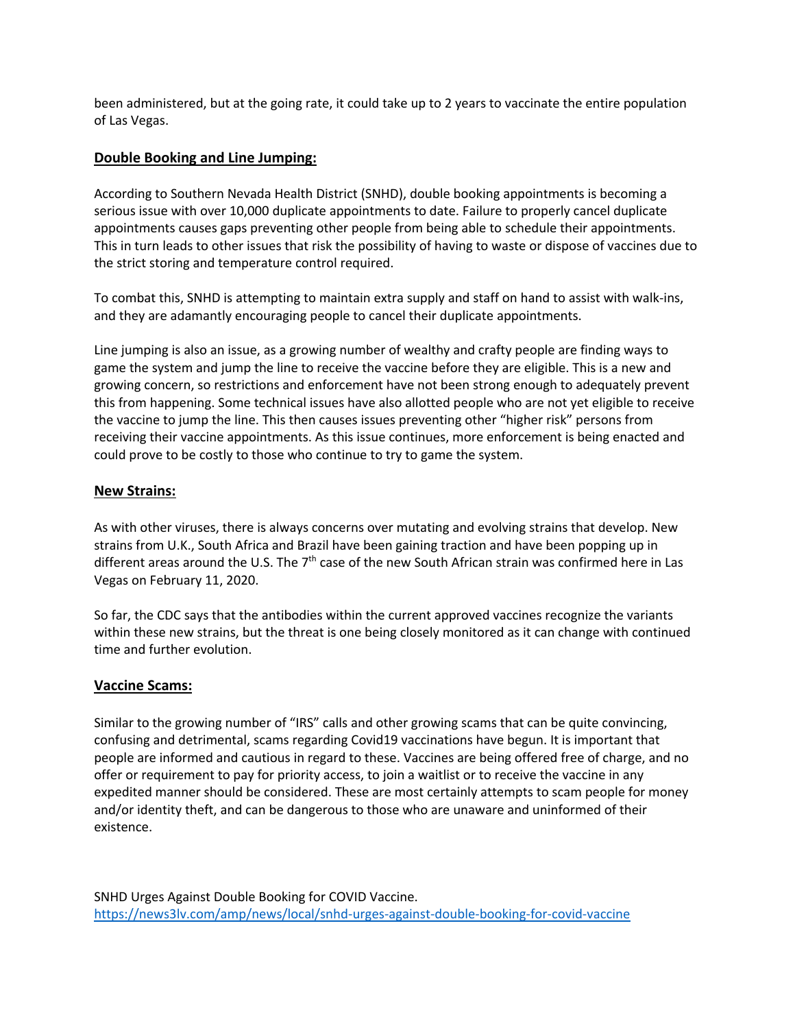been administered, but at the going rate, it could take up to 2 years to vaccinate the entire population of Las Vegas.

## **Double Booking and Line Jumping:**

According to Southern Nevada Health District (SNHD), double booking appointments is becoming a serious issue with over 10,000 duplicate appointments to date. Failure to properly cancel duplicate appointments causes gaps preventing other people from being able to schedule their appointments. This in turn leads to other issues that risk the possibility of having to waste or dispose of vaccines due to the strict storing and temperature control required.

To combat this, SNHD is attempting to maintain extra supply and staff on hand to assist with walk-ins, and they are adamantly encouraging people to cancel their duplicate appointments.

Line jumping is also an issue, as a growing number of wealthy and crafty people are finding ways to game the system and jump the line to receive the vaccine before they are eligible. This is a new and growing concern, so restrictions and enforcement have not been strong enough to adequately prevent this from happening. Some technical issues have also allotted people who are not yet eligible to receive the vaccine to jump the line. This then causes issues preventing other "higher risk" persons from receiving their vaccine appointments. As this issue continues, more enforcement is being enacted and could prove to be costly to those who continue to try to game the system.

## **New Strains:**

As with other viruses, there is always concerns over mutating and evolving strains that develop. New strains from U.K., South Africa and Brazil have been gaining traction and have been popping up in different areas around the U.S. The 7th case of the new South African strain was confirmed here in Las Vegas on February 11, 2020.

So far, the CDC says that the antibodies within the current approved vaccines recognize the variants within these new strains, but the threat is one being closely monitored as it can change with continued time and further evolution.

## **Vaccine Scams:**

Similar to the growing number of "IRS" calls and other growing scams that can be quite convincing, confusing and detrimental, scams regarding Covid19 vaccinations have begun. It is important that people are informed and cautious in regard to these. Vaccines are being offered free of charge, and no offer or requirement to pay for priority access, to join a waitlist or to receive the vaccine in any expedited manner should be considered. These are most certainly attempts to scam people for money and/or identity theft, and can be dangerous to those who are unaware and uninformed of their existence.

SNHD Urges Against Double Booking for COVID Vaccine.
https://news3lv.com/amp/news/local/snhd-urges-against-double-booking-for-covid-vaccine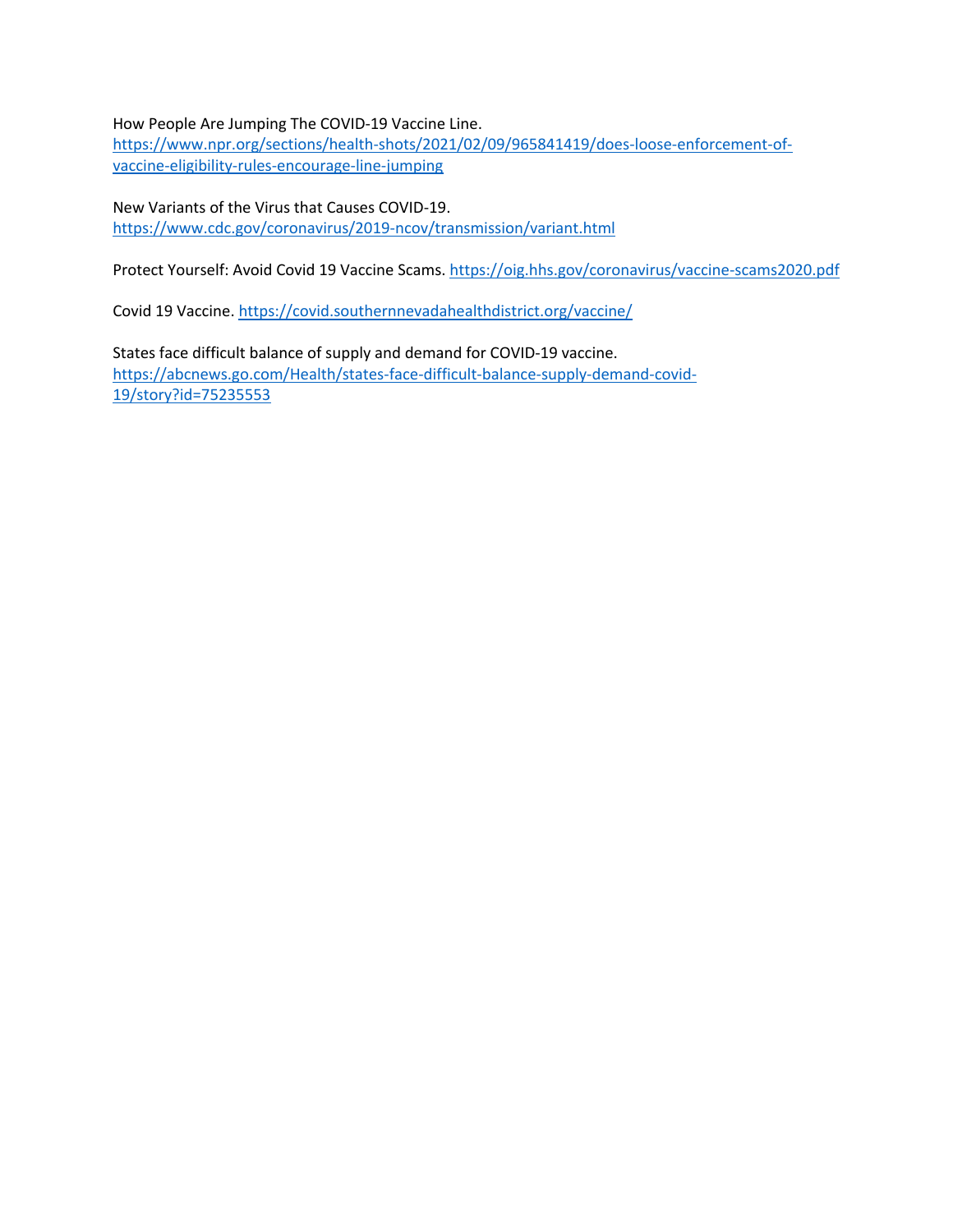How People Are Jumping The COVID-19 Vaccine Line.
https://www.npr.org/sections/health-shots/2021/02/09/965841419/does-loose-enforcement-of-vaccine-eligibility-rules-encourage-line-jumping

New Variants of the Virus that Causes COVID-19.
https://www.cdc.gov/coronavirus/2019-ncov/transmission/variant.html

Protect Yourself: Avoid Covid 19 Vaccine Scams. https://oig.hhs.gov/coronavirus/vaccine-scams2020.pdf

Covid 19 Vaccine. https://covid.southernnevadahealthdistrict.org/vaccine/

States face difficult balance of supply and demand for COVID-19 vaccine.
https://abcnews.go.com/Health/states-face-difficult-balance-supply-demand-covid-19/story?id=75235553